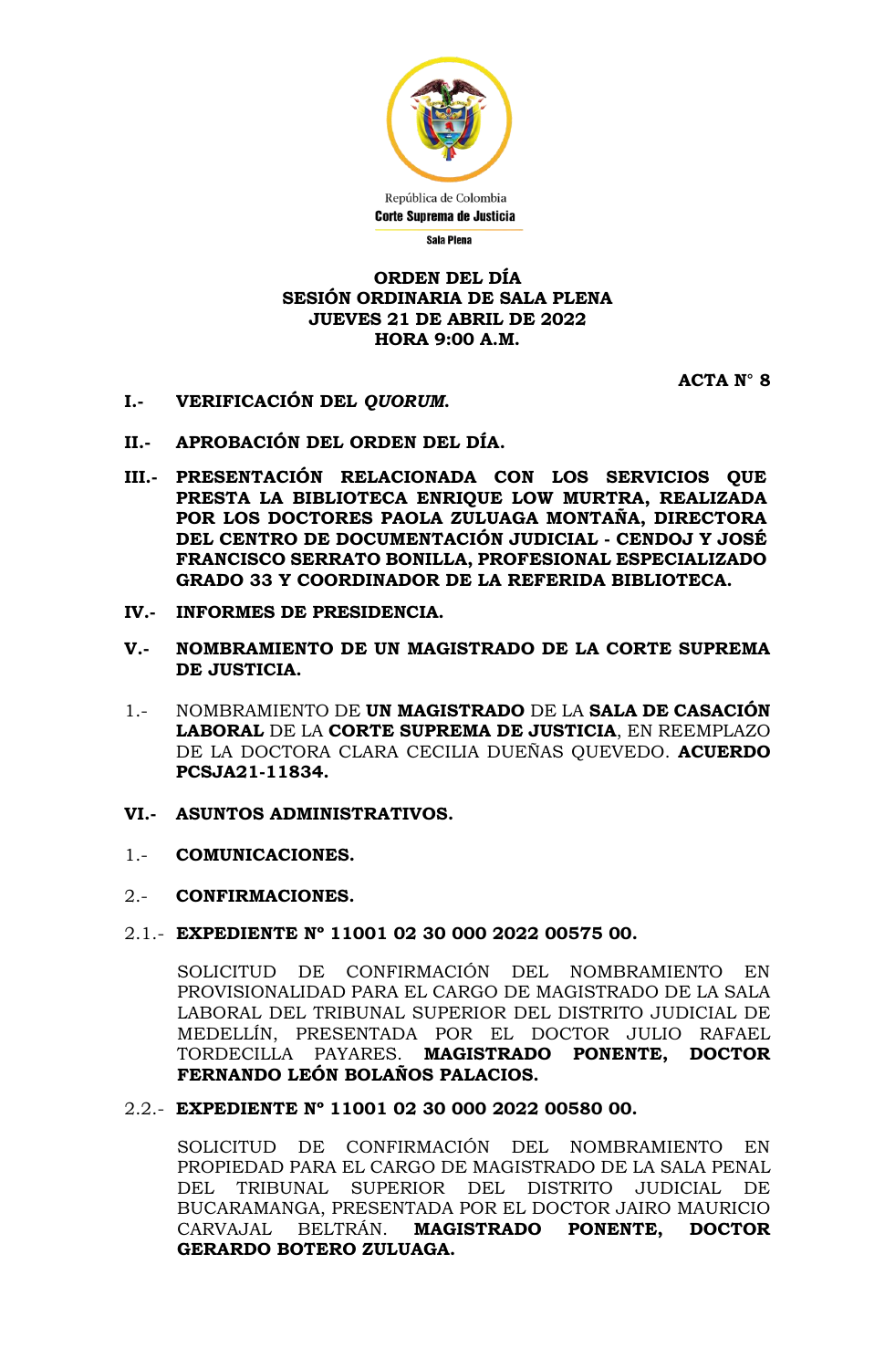República de Colombia
**Corte Suprema de Justicia**
**Sala Plena**

**ORDEN DEL DÍA**
**SESIÓN ORDINARIA DE SALA PLENA**
**JUEVES 21 DE ABRIL DE 2022**
**HORA 9:00 A.M.**

**ACTA N° 8**

**I.- VERIFICACIÓN DEL *QUORUM*.**

**II.- APROBACIÓN DEL ORDEN DEL DÍA.**

**III.- PRESENTACIÓN RELACIONADA CON LOS SERVICIOS QUE PRESTA LA BIBLIOTECA ENRIQUE LOW MURTRA, REALIZADA POR LOS DOCTORES PAOLA ZULUAGA MONTAÑA, DIRECTORA DEL CENTRO DE DOCUMENTACIÓN JUDICIAL - CENDOJ Y JOSÉ FRANCISCO SERRATO BONILLA, PROFESIONAL ESPECIALIZADO GRADO 33 Y COORDINADOR DE LA REFERIDA BIBLIOTECA.**

**IV.- INFORMES DE PRESIDENCIA.**

**V.- NOMBRAMIENTO DE UN MAGISTRADO DE LA CORTE SUPREMA DE JUSTICIA.**

1.- NOMBRAMIENTO DE **UN MAGISTRADO** DE LA **SALA DE CASACIÓN LABORAL** DE LA **CORTE SUPREMA DE JUSTICIA**, EN REEMPLAZO DE LA DOCTORA CLARA CECILIA DUEÑAS QUEVEDO. **ACUERDO PCSJA21-11834.**

**VI.- ASUNTOS ADMINISTRATIVOS.**

1.- **COMUNICACIONES.**

2.- **CONFIRMACIONES.**

2.1.- **EXPEDIENTE Nº 11001 02 30 000 2022 00575 00.**

SOLICITUD DE CONFIRMACIÓN DEL NOMBRAMIENTO EN PROVISIONALIDAD PARA EL CARGO DE MAGISTRADO DE LA SALA LABORAL DEL TRIBUNAL SUPERIOR DEL DISTRITO JUDICIAL DE MEDELLÍN, PRESENTADA POR EL DOCTOR JULIO RAFAEL TORDECILLA PAYARES. **MAGISTRADO PONENTE, DOCTOR FERNANDO LEÓN BOLAÑOS PALACIOS.**

2.2.- **EXPEDIENTE Nº 11001 02 30 000 2022 00580 00.**

SOLICITUD DE CONFIRMACIÓN DEL NOMBRAMIENTO EN PROPIEDAD PARA EL CARGO DE MAGISTRADO DE LA SALA PENAL DEL TRIBUNAL SUPERIOR DEL DISTRITO JUDICIAL DE BUCARAMANGA, PRESENTADA POR EL DOCTOR JAIRO MAURICIO CARVAJAL BELTRÁN. **MAGISTRADO PONENTE, DOCTOR GERARDO BOTERO ZULUAGA.**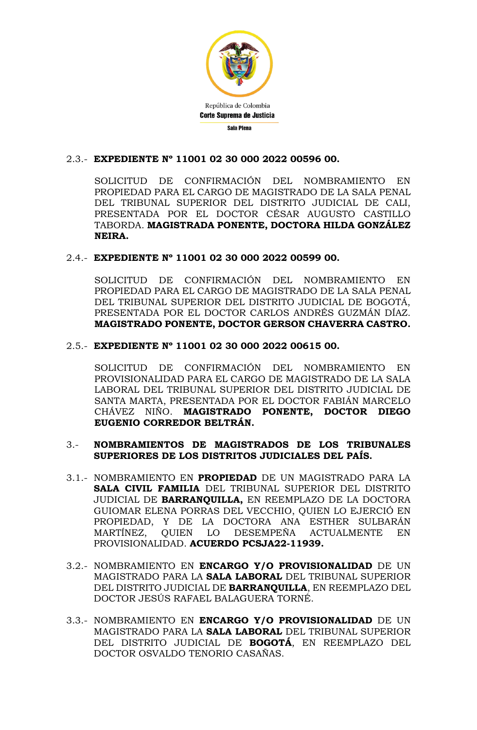2.3.- **EXPEDIENTE Nº 11001 02 30 000 2022 00596 00.**

SOLICITUD DE CONFIRMACIÓN DEL NOMBRAMIENTO EN PROPIEDAD PARA EL CARGO DE MAGISTRADO DE LA SALA PENAL DEL TRIBUNAL SUPERIOR DEL DISTRITO JUDICIAL DE CALI, PRESENTADA POR EL DOCTOR CÉSAR AUGUSTO CASTILLO TABORDA. **MAGISTRADA PONENTE, DOCTORA HILDA GONZÁLEZ NEIRA.**

2.4.- **EXPEDIENTE Nº 11001 02 30 000 2022 00599 00.**

SOLICITUD DE CONFIRMACIÓN DEL NOMBRAMIENTO EN PROPIEDAD PARA EL CARGO DE MAGISTRADO DE LA SALA PENAL DEL TRIBUNAL SUPERIOR DEL DISTRITO JUDICIAL DE BOGOTÁ, PRESENTADA POR EL DOCTOR CARLOS ANDRÉS GUZMÁN DÍAZ. **MAGISTRADO PONENTE, DOCTOR GERSON CHAVERRA CASTRO.**

2.5.- **EXPEDIENTE Nº 11001 02 30 000 2022 00615 00.**

SOLICITUD DE CONFIRMACIÓN DEL NOMBRAMIENTO EN PROVISIONALIDAD PARA EL CARGO DE MAGISTRADO DE LA SALA LABORAL DEL TRIBUNAL SUPERIOR DEL DISTRITO JUDICIAL DE SANTA MARTA, PRESENTADA POR EL DOCTOR FABIÁN MARCELO CHÁVEZ NIÑO. **MAGISTRADO PONENTE, DOCTOR DIEGO EUGENIO CORREDOR BELTRÁN.**

3.- **NOMBRAMIENTOS DE MAGISTRADOS DE LOS TRIBUNALES SUPERIORES DE LOS DISTRITOS JUDICIALES DEL PAÍS.**

3.1.- NOMBRAMIENTO EN **PROPIEDAD** DE UN MAGISTRADO PARA LA **SALA CIVIL FAMILIA** DEL TRIBUNAL SUPERIOR DEL DISTRITO JUDICIAL DE **BARRANQUILLA,** EN REEMPLAZO DE LA DOCTORA GUIOMAR ELENA PORRAS DEL VECCHIO, QUIEN LO EJERCIÓ EN PROPIEDAD, Y DE LA DOCTORA ANA ESTHER SULBARÁN MARTÍNEZ, QUIEN LO DESEMPEÑA ACTUALMENTE EN PROVISIONALIDAD. **ACUERDO PCSJA22-11939.**

3.2.- NOMBRAMIENTO EN **ENCARGO Y/O PROVISIONALIDAD** DE UN MAGISTRADO PARA LA **SALA LABORAL** DEL TRIBUNAL SUPERIOR DEL DISTRITO JUDICIAL DE **BARRANQUILLA**, EN REEMPLAZO DEL DOCTOR JESÚS RAFAEL BALAGUERA TORNÉ.

3.3.- NOMBRAMIENTO EN **ENCARGO Y/O PROVISIONALIDAD** DE UN MAGISTRADO PARA LA **SALA LABORAL** DEL TRIBUNAL SUPERIOR DEL DISTRITO JUDICIAL DE **BOGOTÁ**, EN REEMPLAZO DEL DOCTOR OSVALDO TENORIO CASAÑAS.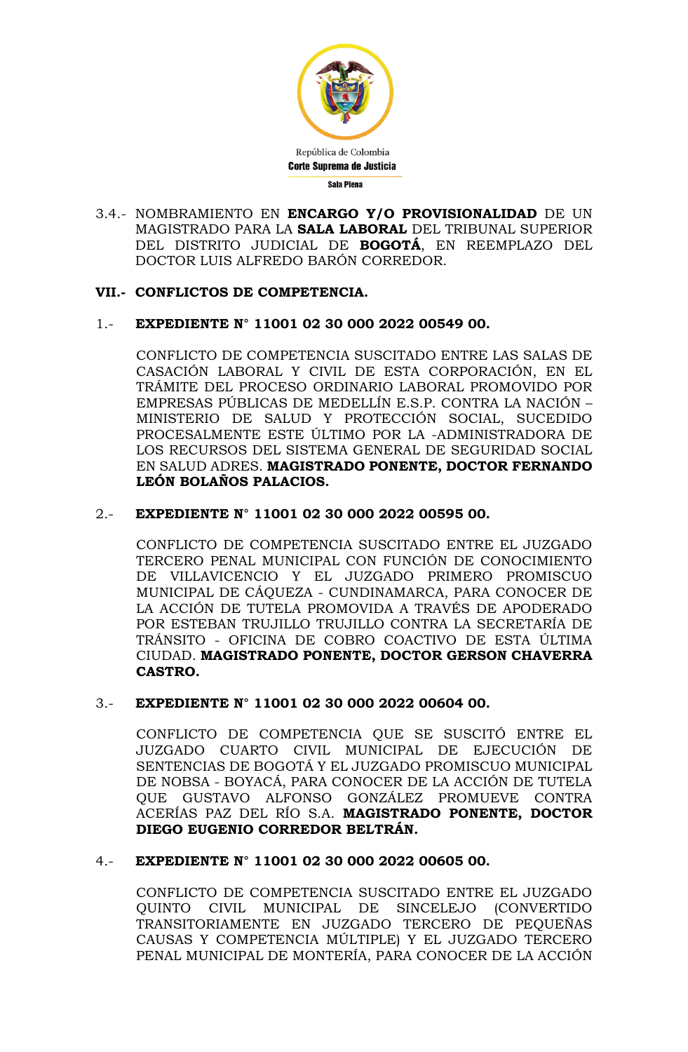3.4.- NOMBRAMIENTO EN **ENCARGO Y/O PROVISIONALIDAD** DE UN MAGISTRADO PARA LA **SALA LABORAL** DEL TRIBUNAL SUPERIOR DEL DISTRITO JUDICIAL DE **BOGOTÁ**, EN REEMPLAZO DEL DOCTOR LUIS ALFREDO BARÓN CORREDOR.

## VII.- CONFLICTOS DE COMPETENCIA.

1.- **EXPEDIENTE N° 11001 02 30 000 2022 00549 00.**

CONFLICTO DE COMPETENCIA SUSCITADO ENTRE LAS SALAS DE CASACIÓN LABORAL Y CIVIL DE ESTA CORPORACIÓN, EN EL TRÁMITE DEL PROCESO ORDINARIO LABORAL PROMOVIDO POR EMPRESAS PÚBLICAS DE MEDELLÍN E.S.P. CONTRA LA NACIÓN – MINISTERIO DE SALUD Y PROTECCIÓN SOCIAL, SUCEDIDO PROCESALMENTE ESTE ÚLTIMO POR LA -ADMINISTRADORA DE LOS RECURSOS DEL SISTEMA GENERAL DE SEGURIDAD SOCIAL EN SALUD ADRES. **MAGISTRADO PONENTE, DOCTOR FERNANDO LEÓN BOLAÑOS PALACIOS.**

2.- **EXPEDIENTE N° 11001 02 30 000 2022 00595 00.**

CONFLICTO DE COMPETENCIA SUSCITADO ENTRE EL JUZGADO TERCERO PENAL MUNICIPAL CON FUNCIÓN DE CONOCIMIENTO DE VILLAVICENCIO Y EL JUZGADO PRIMERO PROMISCUO MUNICIPAL DE CÁQUEZA - CUNDINAMARCA, PARA CONOCER DE LA ACCIÓN DE TUTELA PROMOVIDA A TRAVÉS DE APODERADO POR ESTEBAN TRUJILLO TRUJILLO CONTRA LA SECRETARÍA DE TRÁNSITO - OFICINA DE COBRO COACTIVO DE ESTA ÚLTIMA CIUDAD. **MAGISTRADO PONENTE, DOCTOR GERSON CHAVERRA CASTRO.**

3.- **EXPEDIENTE N° 11001 02 30 000 2022 00604 00.**

CONFLICTO DE COMPETENCIA QUE SE SUSCITÓ ENTRE EL JUZGADO CUARTO CIVIL MUNICIPAL DE EJECUCIÓN DE SENTENCIAS DE BOGOTÁ Y EL JUZGADO PROMISCUO MUNICIPAL DE NOBSA - BOYACÁ, PARA CONOCER DE LA ACCIÓN DE TUTELA QUE GUSTAVO ALFONSO GONZÁLEZ PROMUEVE CONTRA ACERÍAS PAZ DEL RÍO S.A. **MAGISTRADO PONENTE, DOCTOR DIEGO EUGENIO CORREDOR BELTRÁN.**

4.- **EXPEDIENTE N° 11001 02 30 000 2022 00605 00.**

CONFLICTO DE COMPETENCIA SUSCITADO ENTRE EL JUZGADO QUINTO CIVIL MUNICIPAL DE SINCELEJO (CONVERTIDO TRANSITORIAMENTE EN JUZGADO TERCERO DE PEQUEÑAS CAUSAS Y COMPETENCIA MÚLTIPLE) Y EL JUZGADO TERCERO PENAL MUNICIPAL DE MONTERÍA, PARA CONOCER DE LA ACCIÓN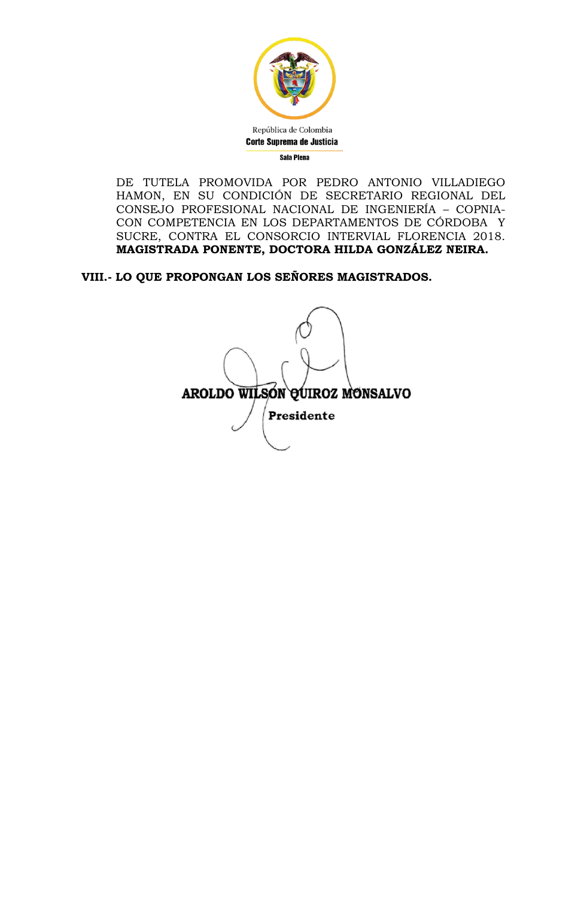República de Colombia
**Corte Suprema de Justicia**
**Sala Plena**

DE TUTELA PROMOVIDA POR PEDRO ANTONIO VILLADIEGO HAMON, EN SU CONDICIÓN DE SECRETARIO REGIONAL DEL CONSEJO PROFESIONAL NACIONAL DE INGENIERÍA – COPNIA- CON COMPETENCIA EN LOS DEPARTAMENTOS DE CÓRDOBA Y SUCRE, CONTRA EL CONSORCIO INTERVIAL FLORENCIA 2018. **MAGISTRADA PONENTE, DOCTORA HILDA GONZÁLEZ NEIRA.**

**VIII.- LO QUE PROPONGAN LOS SEÑORES MAGISTRADOS.**

**AROLDO WILSON QUIROZ MONSALVO**
**Presidente**